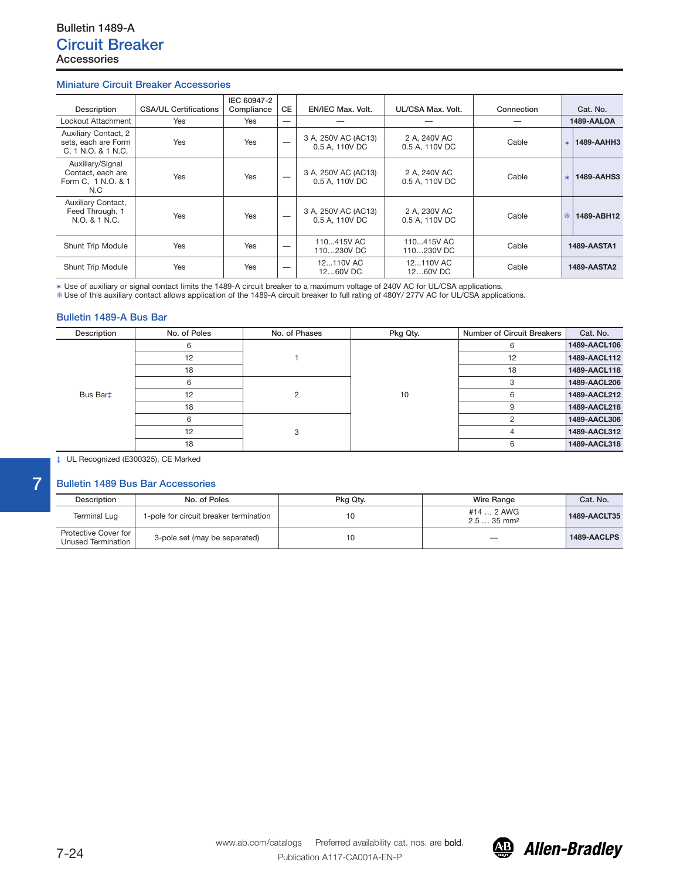# Bulletin 1489-A
## Circuit Breaker
Accessories

### Miniature Circuit Breaker Accessories

| Description | CSA/UL Certifications | IEC 60947-2 Compliance | CE | EN/IEC Max. Volt. | UL/CSA Max. Volt. | Connection | Cat. No. |
|---|---|---|---|---|---|---|---|
| Lockout Attachment | Yes | Yes | — | — | — | — | **1489-AALOA** |
| Auxiliary Contact, 2 sets, each are Form C, 1 N.O. & 1 N.C. | Yes | Yes | — | 3 A, 250V AC (AC13) 0.5 A, 110V DC | 2 A, 240V AC 0.5 A, 110V DC | Cable | ∗ **1489-AAHH3** |
| Auxiliary/Signal Contact, each are Form C, 1 N.O. & 1 N.C | Yes | Yes | — | 3 A, 250V AC (AC13) 0.5 A, 110V DC | 2 A, 240V AC 0.5 A, 110V DC | Cable | ∗ **1489-AAHS3** |
| Auxiliary Contact, Feed Through, 1 N.O. & 1 N.C. | Yes | Yes | — | 3 A, 250V AC (AC13) 0.5 A, 110V DC | 2 A, 230V AC 0.5 A, 110V DC | Cable | ❄ **1489-ABH12** |
| Shunt Trip Module | Yes | Yes | — | 110...415V AC 110...230V DC | 110...415V AC 110...230V DC | Cable | **1489-AASTA1** |
| Shunt Trip Module | Yes | Yes | — | 12...110V AC 12...60V DC | 12...110V AC 12...60V DC | Cable | **1489-AASTA2** |

∗ Use of auxiliary or signal contact limits the 1489-A circuit breaker to a maximum voltage of 240V AC for UL/CSA applications.
❄ Use of this auxiliary contact allows application of the 1489-A circuit breaker to full rating of 480Y/ 277V AC for UL/CSA applications.

### Bulletin 1489-A Bus Bar

| Description | No. of Poles | No. of Phases | Pkg Qty. | Number of Circuit Breakers | Cat. No. |
|---|---|---|---|---|---|
| Bus Bar‡ | 6 | 1 | 10 | 6 | **1489-AACL106** |
| | 12 | | | 12 | **1489-AACL112** |
| | 18 | | | 18 | **1489-AACL118** |
| | 6 | 2 | | 3 | **1489-AACL206** |
| | 12 | | | 6 | **1489-AACL212** |
| | 18 | | | 9 | **1489-AACL218** |
| | 6 | 3 | | 2 | **1489-AACL306** |
| | 12 | | | 4 | **1489-AACL312** |
| | 18 | | | 6 | **1489-AACL318** |

‡ UL Recognized (E300325), CE Marked

### Bulletin 1489 Bus Bar Accessories

| Description | No. of Poles | Pkg Qty. | Wire Range | Cat. No. |
|---|---|---|---|---|
| Terminal Lug | 1-pole for circuit breaker termination | 10 | #14 … 2 AWG 2.5 … 35 mm² | **1489-AACLT35** |
| Protective Cover for Unused Termination | 3-pole set (may be separated) | 10 | — | **1489-AACLPS** |

www.ab.com/catalogs    Preferred availability cat. nos. are **bold**.
Publication A117-CA001A-EN-P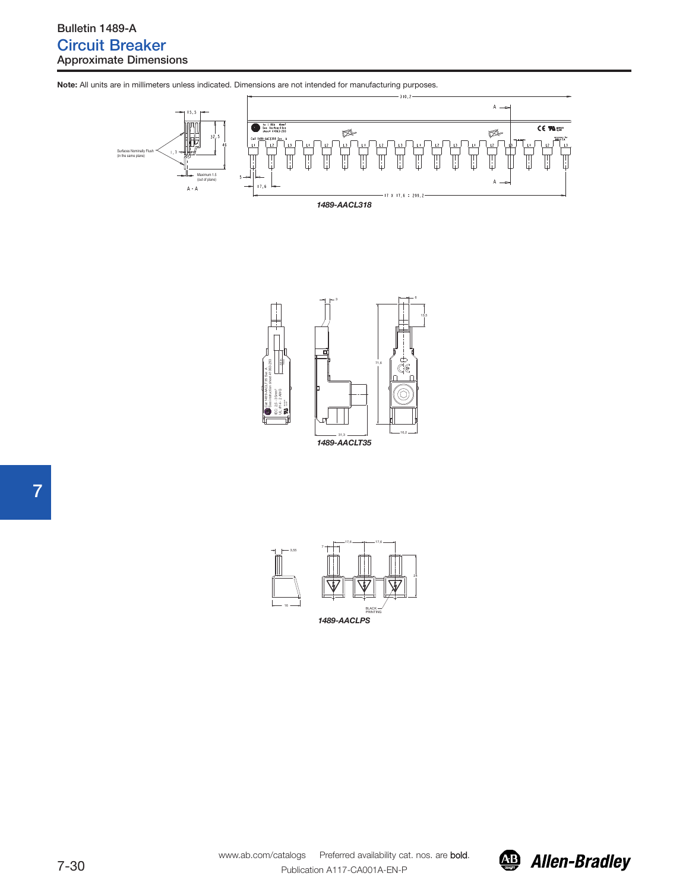## Bulletin 1489-A

# Circuit Breaker

### Approximate Dimensions

**Note:** All units are in millimeters unless indicated. Dimensions are not intended for manufacturing purposes.

310,2

15,5

37,5

45

Surfaces Nominally Flush (in the same plane)

1,7

Maximum 1.5 (out of plane)

A - A

5

17,6

17 X 17,6 = 299,2

*1489-AACL318*

3

6

13,5

71,6

31,3

16,2

*1489-AACLT35*

3,55

16

7

17,6

17,6

24

BLACK PRINTING

*1489-AACLPS*

www.ab.com/catalogs Preferred availability cat. nos. are **bold**.

Publication A117-CA001A-EN-P